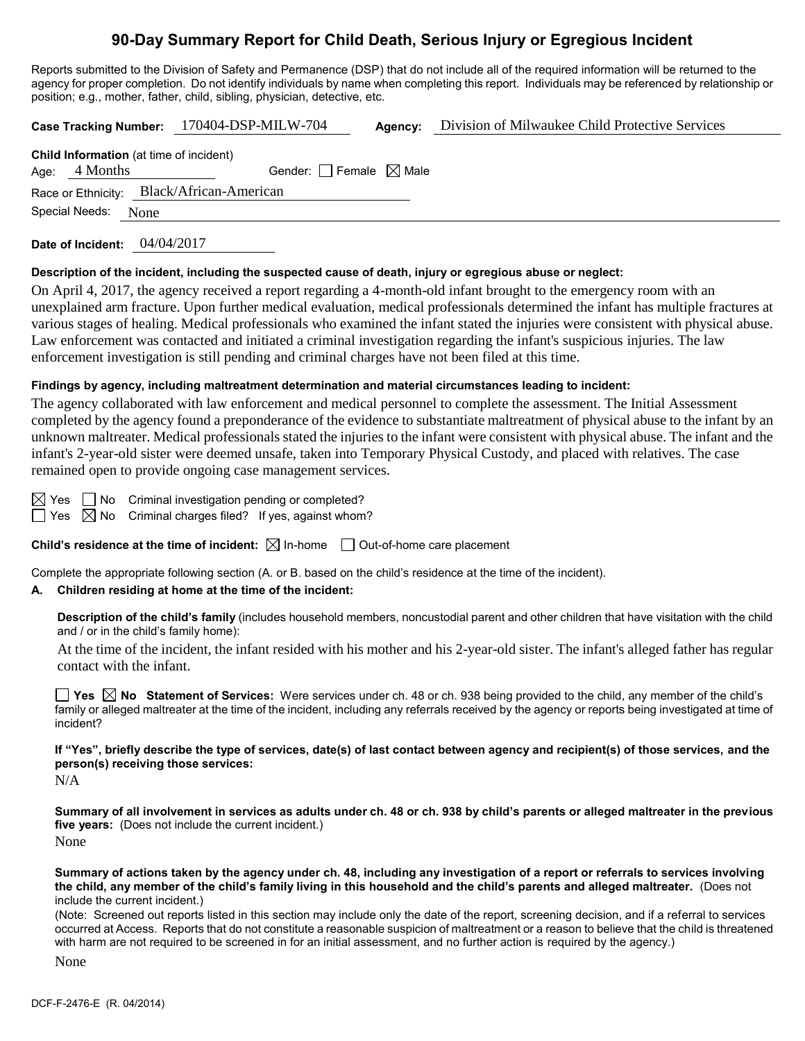# 90-Day Summary Report for Child Death, Serious Injury or Egregious Incident

Reports submitted to the Division of Safety and Permanence (DSP) that do not include all of the required information will be returned to the agency for proper completion. Do not identify individuals by name when completing this report. Individuals may be referenced by relationship or position; e.g., mother, father, child, sibling, physician, detective, etc.

**Case Tracking Number:** 170404-DSP-MILW-704 **Agency:** Division of Milwaukee Child Protective Services

**Child Information** (at time of incident)

Age: 4 Months Gender: ☐ Female ☒ Male

Race or Ethnicity: Black/African-American

Special Needs: None

**Date of Incident:** 04/04/2017

**Description of the incident, including the suspected cause of death, injury or egregious abuse or neglect:**

On April 4, 2017, the agency received a report regarding a 4-month-old infant brought to the emergency room with an unexplained arm fracture. Upon further medical evaluation, medical professionals determined the infant has multiple fractures at various stages of healing. Medical professionals who examined the infant stated the injuries were consistent with physical abuse. Law enforcement was contacted and initiated a criminal investigation regarding the infant's suspicious injuries. The law enforcement investigation is still pending and criminal charges have not been filed at this time.

**Findings by agency, including maltreatment determination and material circumstances leading to incident:**

The agency collaborated with law enforcement and medical personnel to complete the assessment. The Initial Assessment completed by the agency found a preponderance of the evidence to substantiate maltreatment of physical abuse to the infant by an unknown maltreater. Medical professionals stated the injuries to the infant were consistent with physical abuse. The infant and the infant's 2-year-old sister were deemed unsafe, taken into Temporary Physical Custody, and placed with relatives. The case remained open to provide ongoing case management services.

☒ Yes ☐ No Criminal investigation pending or completed?

☐ Yes ☒ No Criminal charges filed? If yes, against whom?

**Child's residence at the time of incident:** ☒ In-home ☐ Out-of-home care placement

Complete the appropriate following section (A. or B. based on the child's residence at the time of the incident).

**A. Children residing at home at the time of the incident:**

**Description of the child's family** (includes household members, noncustodial parent and other children that have visitation with the child and / or in the child's family home):

At the time of the incident, the infant resided with his mother and his 2-year-old sister. The infant's alleged father has regular contact with the infant.

☐ **Yes** ☒ **No Statement of Services:** Were services under ch. 48 or ch. 938 being provided to the child, any member of the child's family or alleged maltreater at the time of the incident, including any referrals received by the agency or reports being investigated at time of incident?

**If "Yes", briefly describe the type of services, date(s) of last contact between agency and recipient(s) of those services, and the person(s) receiving those services:**

N/A

**Summary of all involvement in services as adults under ch. 48 or ch. 938 by child's parents or alleged maltreater in the previous five years:** (Does not include the current incident.)

None

**Summary of actions taken by the agency under ch. 48, including any investigation of a report or referrals to services involving the child, any member of the child's family living in this household and the child's parents and alleged maltreater.** (Does not include the current incident.)

(Note: Screened out reports listed in this section may include only the date of the report, screening decision, and if a referral to services occurred at Access. Reports that do not constitute a reasonable suspicion of maltreatment or a reason to believe that the child is threatened with harm are not required to be screened in for an initial assessment, and no further action is required by the agency.)

None

DCF-F-2476-E (R. 04/2014)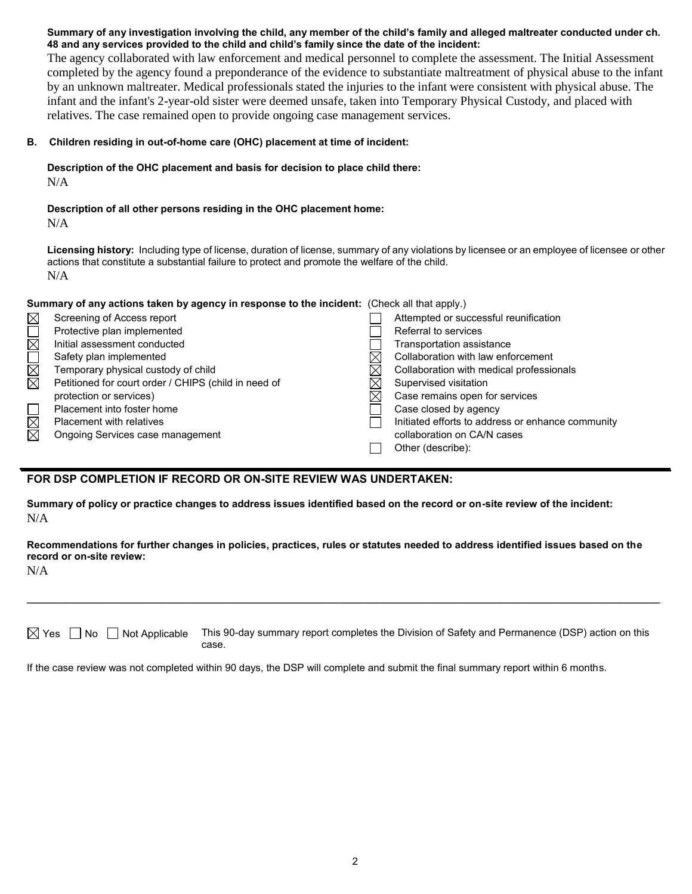**Summary of any investigation involving the child, any member of the child's family and alleged maltreater conducted under ch. 48 and any services provided to the child and child's family since the date of the incident:**

The agency collaborated with law enforcement and medical personnel to complete the assessment. The Initial Assessment completed by the agency found a preponderance of the evidence to substantiate maltreatment of physical abuse to the infant by an unknown maltreater. Medical professionals stated the injuries to the infant were consistent with physical abuse. The infant and the infant's 2-year-old sister were deemed unsafe, taken into Temporary Physical Custody, and placed with relatives. The case remained open to provide ongoing case management services.

**B. Children residing in out-of-home care (OHC) placement at time of incident:**

**Description of the OHC placement and basis for decision to place child there:**
N/A

**Description of all other persons residing in the OHC placement home:**
N/A

**Licensing history:** Including type of license, duration of license, summary of any violations by licensee or an employee of licensee or other actions that constitute a substantial failure to protect and promote the welfare of the child.
N/A

**Summary of any actions taken by agency in response to the incident:** (Check all that apply.)

| | |
|---|---|
| ☒ Screening of Access report | ☐ Attempted or successful reunification |
| ☐ Protective plan implemented | ☐ Referral to services |
| ☒ Initial assessment conducted | ☐ Transportation assistance |
| ☐ Safety plan implemented | ☒ Collaboration with law enforcement |
| ☒ Temporary physical custody of child | ☒ Collaboration with medical professionals |
| ☒ Petitioned for court order / CHIPS (child in need of protection or services) | ☒ Supervised visitation |
| ☐ Placement into foster home | ☒ Case remains open for services |
| ☒ Placement with relatives | ☐ Case closed by agency |
| ☒ Ongoing Services case management | ☐ Initiated efforts to address or enhance community collaboration on CA/N cases |
| | ☐ Other (describe): |

## FOR DSP COMPLETION IF RECORD OR ON-SITE REVIEW WAS UNDERTAKEN:

**Summary of policy or practice changes to address issues identified based on the record or on-site review of the incident:**
N/A

**Recommendations for further changes in policies, practices, rules or statutes needed to address identified issues based on the record or on-site review:**
N/A

---

☒ Yes ☐ No ☐ Not Applicable This 90-day summary report completes the Division of Safety and Permanence (DSP) action on this case.

If the case review was not completed within 90 days, the DSP will complete and submit the final summary report within 6 months.